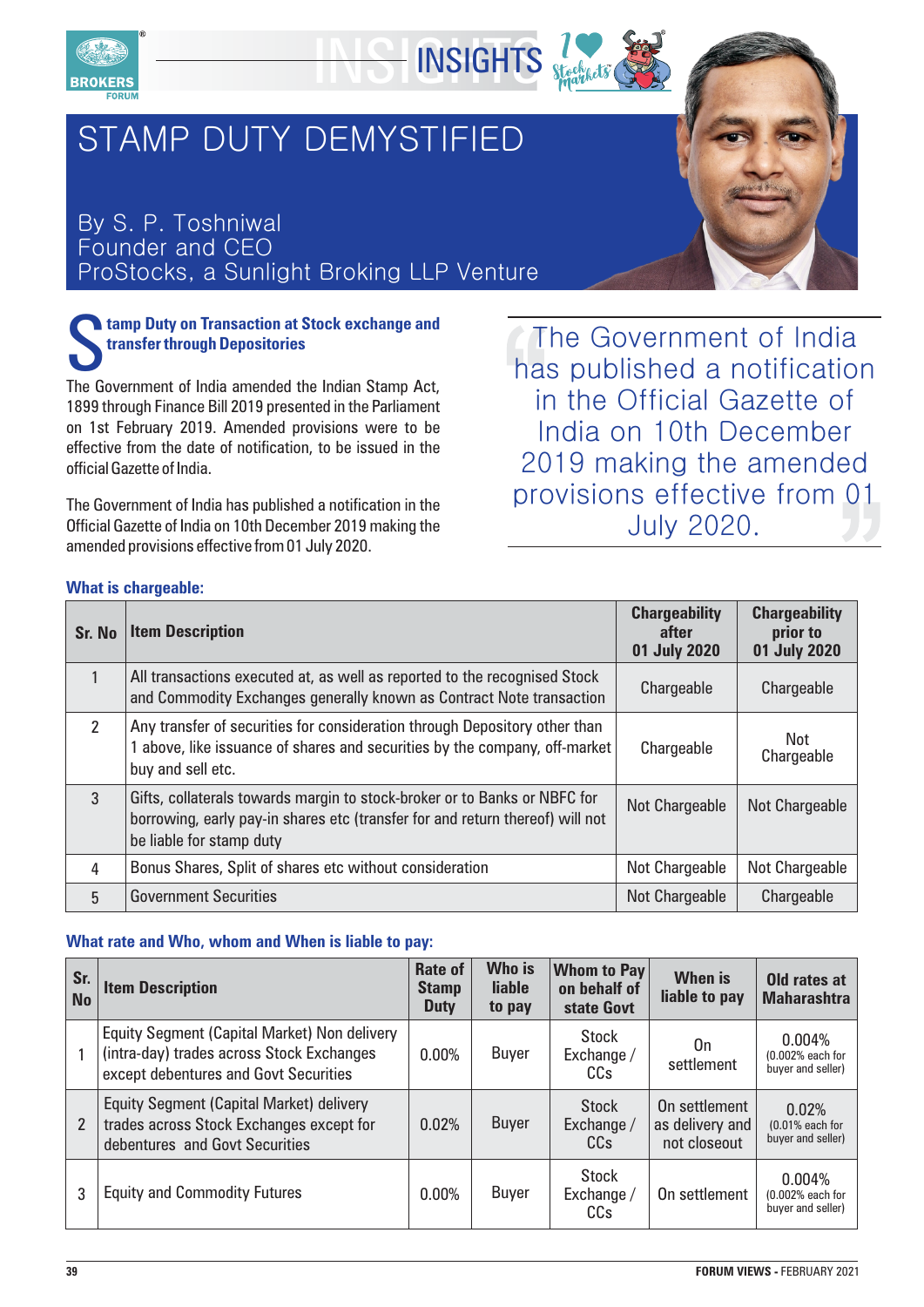# STAMP DUTY DEMYSTIFIED

By S. P. Toshniwal
Founder and CEO
ProStocks, a Sunlight Broking LLP Venture

## Stamp Duty on Transaction at Stock exchange and transfer through Depositories

The Government of India amended the Indian Stamp Act, 1899 through Finance Bill 2019 presented in the Parliament on 1st February 2019. Amended provisions were to be effective from the date of notification, to be issued in the official Gazette of India.

The Government of India has published a notification in the Official Gazette of India on 10th December 2019 making the amended provisions effective from 01 July 2020.

> The Government of India has published a notification in the Official Gazette of India on 10th December 2019 making the amended provisions effective from 01 July 2020.

### What is chargeable:

| Sr. No | Item Description | Chargeability after 01 July 2020 | Chargeability prior to 01 July 2020 |
|---|---|---|---|
| 1 | All transactions executed at, as well as reported to the recognised Stock and Commodity Exchanges generally known as Contract Note transaction | Chargeable | Chargeable |
| 2 | Any transfer of securities for consideration through Depository other than 1 above, like issuance of shares and securities by the company, off-market buy and sell etc. | Chargeable | Not Chargeable |
| 3 | Gifts, collaterals towards margin to stock-broker or to Banks or NBFC for borrowing, early pay-in shares etc (transfer for and return thereof) will not be liable for stamp duty | Not Chargeable | Not Chargeable |
| 4 | Bonus Shares, Split of shares etc without consideration | Not Chargeable | Not Chargeable |
| 5 | Government Securities | Not Chargeable | Chargeable |

### What rate and Who, whom and When is liable to pay:

| Sr. No | Item Description | Rate of Stamp Duty | Who is liable to pay | Whom to Pay on behalf of state Govt | When is liable to pay | Old rates at Maharashtra |
|---|---|---|---|---|---|---|
| 1 | Equity Segment (Capital Market) Non delivery (intra-day) trades across Stock Exchanges except debentures and Govt Securities | 0.00% | Buyer | Stock Exchange / CCs | On settlement | 0.004% (0.002% each for buyer and seller) |
| 2 | Equity Segment (Capital Market) delivery trades across Stock Exchanges except for debentures and Govt Securities | 0.02% | Buyer | Stock Exchange / CCs | On settlement as delivery and not closeout | 0.02% (0.01% each for buyer and seller) |
| 3 | Equity and Commodity Futures | 0.00% | Buyer | Stock Exchange / CCs | On settlement | 0.004% (0.002% each for buyer and seller) |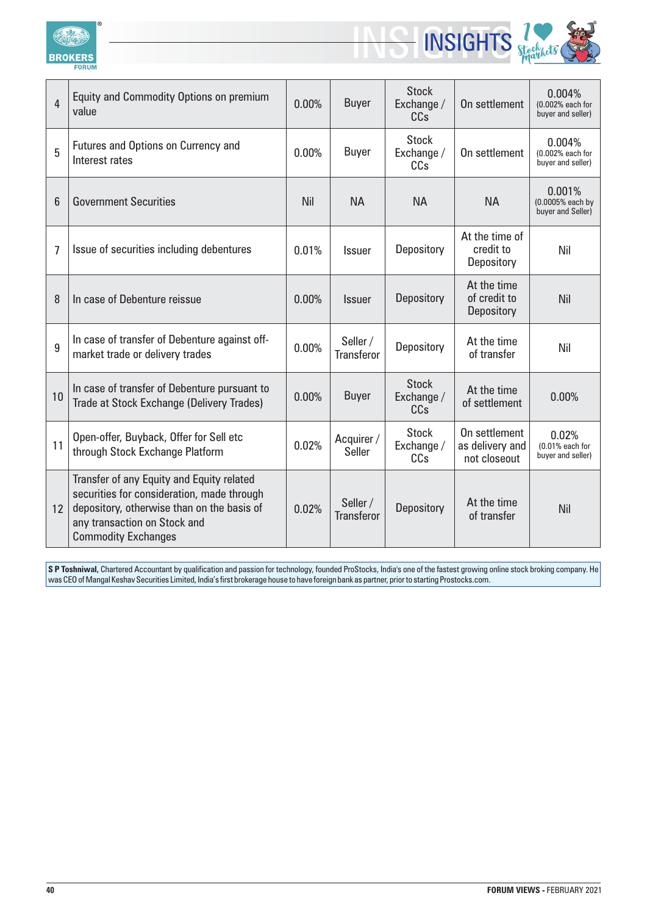| | | | | | | |
|---|---|---|---|---|---|---|
| 4 | Equity and Commodity Options on premium value | 0.00% | Buyer | Stock Exchange / CCs | On settlement | 0.004% (0.002% each for buyer and seller) |
| 5 | Futures and Options on Currency and Interest rates | 0.00% | Buyer | Stock Exchange / CCs | On settlement | 0.004% (0.002% each for buyer and seller) |
| 6 | Government Securities | Nil | NA | NA | NA | 0.001% (0.0005% each by buyer and Seller) |
| 7 | Issue of securities including debentures | 0.01% | Issuer | Depository | At the time of credit to Depository | Nil |
| 8 | In case of Debenture reissue | 0.00% | Issuer | Depository | At the time of credit to Depository | Nil |
| 9 | In case of transfer of Debenture against off-market trade or delivery trades | 0.00% | Seller / Transferor | Depository | At the time of transfer | Nil |
| 10 | In case of transfer of Debenture pursuant to Trade at Stock Exchange (Delivery Trades) | 0.00% | Buyer | Stock Exchange / CCs | At the time of settlement | 0.00% |
| 11 | Open-offer, Buyback, Offer for Sell etc through Stock Exchange Platform | 0.02% | Acquirer / Seller | Stock Exchange / CCs | On settlement as delivery and not closeout | 0.02% (0.01% each for buyer and seller) |
| 12 | Transfer of any Equity and Equity related securities for consideration, made through depository, otherwise than on the basis of any transaction on Stock and Commodity Exchanges | 0.02% | Seller / Transferor | Depository | At the time of transfer | Nil |

**S P Toshniwal,** Chartered Accountant by qualification and passion for technology, founded ProStocks, India's one of the fastest growing online stock broking company. He was CEO of Mangal Keshav Securities Limited, India's first brokerage house to have foreign bank as partner, prior to starting Prostocks.com.